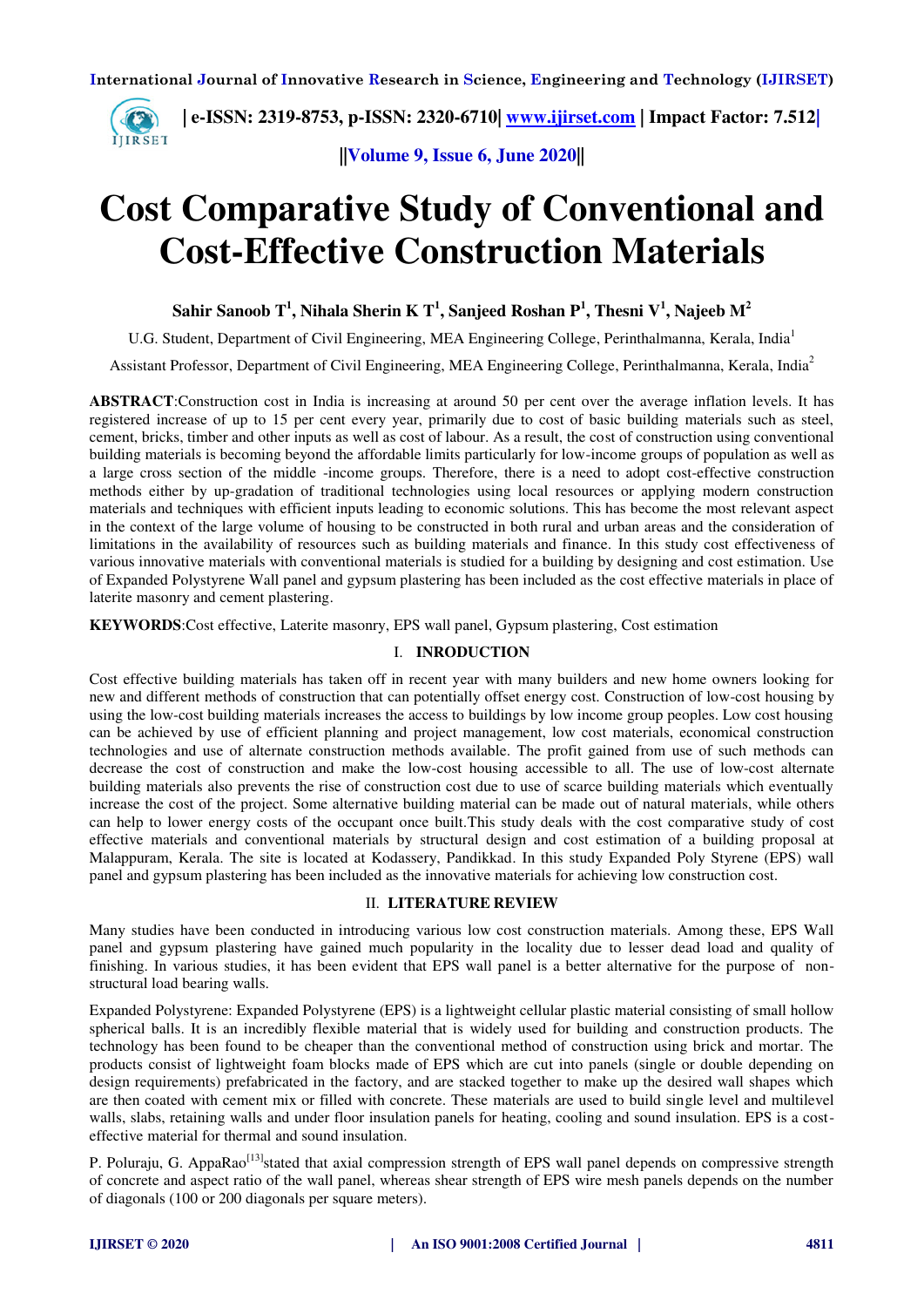# Cost Comparative Study of Conventional and Cost-Effective Construction Materials

**Sahir Sanoob T[1], Nihala Sherin K T[1], Sanjeed Roshan P[1], Thesni V[1], Najeeb M[2]**

U.G. Student, Department of Civil Engineering, MEA Engineering College, Perinthalmanna, Kerala, India[1]

Assistant Professor, Department of Civil Engineering, MEA Engineering College, Perinthalmanna, Kerala, India[2]

**ABSTRACT**:Construction cost in India is increasing at around 50 per cent over the average inflation levels. It has registered increase of up to 15 per cent every year, primarily due to cost of basic building materials such as steel, cement, bricks, timber and other inputs as well as cost of labour. As a result, the cost of construction using conventional building materials is becoming beyond the affordable limits particularly for low-income groups of population as well as a large cross section of the middle -income groups. Therefore, there is a need to adopt cost-effective construction methods either by up-gradation of traditional technologies using local resources or applying modern construction materials and techniques with efficient inputs leading to economic solutions. This has become the most relevant aspect in the context of the large volume of housing to be constructed in both rural and urban areas and the consideration of limitations in the availability of resources such as building materials and finance. In this study cost effectiveness of various innovative materials with conventional materials is studied for a building by designing and cost estimation. Use of Expanded Polystyrene Wall panel and gypsum plastering has been included as the cost effective materials in place of laterite masonry and cement plastering.

**KEYWORDS**:Cost effective, Laterite masonry, EPS wall panel, Gypsum plastering, Cost estimation

## I. INRODUCTION

Cost effective building materials has taken off in recent year with many builders and new home owners looking for new and different methods of construction that can potentially offset energy cost. Construction of low-cost housing by using the low-cost building materials increases the access to buildings by low income group peoples. Low cost housing can be achieved by use of efficient planning and project management, low cost materials, economical construction technologies and use of alternate construction methods available. The profit gained from use of such methods can decrease the cost of construction and make the low-cost housing accessible to all. The use of low-cost alternate building materials also prevents the rise of construction cost due to use of scarce building materials which eventually increase the cost of the project. Some alternative building material can be made out of natural materials, while others can help to lower energy costs of the occupant once built.This study deals with the cost comparative study of cost effective materials and conventional materials by structural design and cost estimation of a building proposal at Malappuram, Kerala. The site is located at Kodassery, Pandikkad. In this study Expanded Poly Styrene (EPS) wall panel and gypsum plastering has been included as the innovative materials for achieving low construction cost.

## II. LITERATURE REVIEW

Many studies have been conducted in introducing various low cost construction materials. Among these, EPS Wall panel and gypsum plastering have gained much popularity in the locality due to lesser dead load and quality of finishing. In various studies, it has been evident that EPS wall panel is a better alternative for the purpose of non-structural load bearing walls.

Expanded Polystyrene: Expanded Polystyrene (EPS) is a lightweight cellular plastic material consisting of small hollow spherical balls. It is an incredibly flexible material that is widely used for building and construction products. The technology has been found to be cheaper than the conventional method of construction using brick and mortar. The products consist of lightweight foam blocks made of EPS which are cut into panels (single or double depending on design requirements) prefabricated in the factory, and are stacked together to make up the desired wall shapes which are then coated with cement mix or filled with concrete. These materials are used to build single level and multilevel walls, slabs, retaining walls and under floor insulation panels for heating, cooling and sound insulation. EPS is a cost-effective material for thermal and sound insulation.

P. Poluraju, G. AppaRao[13]stated that axial compression strength of EPS wall panel depends on compressive strength of concrete and aspect ratio of the wall panel, whereas shear strength of EPS wire mesh panels depends on the number of diagonals (100 or 200 diagonals per square meters).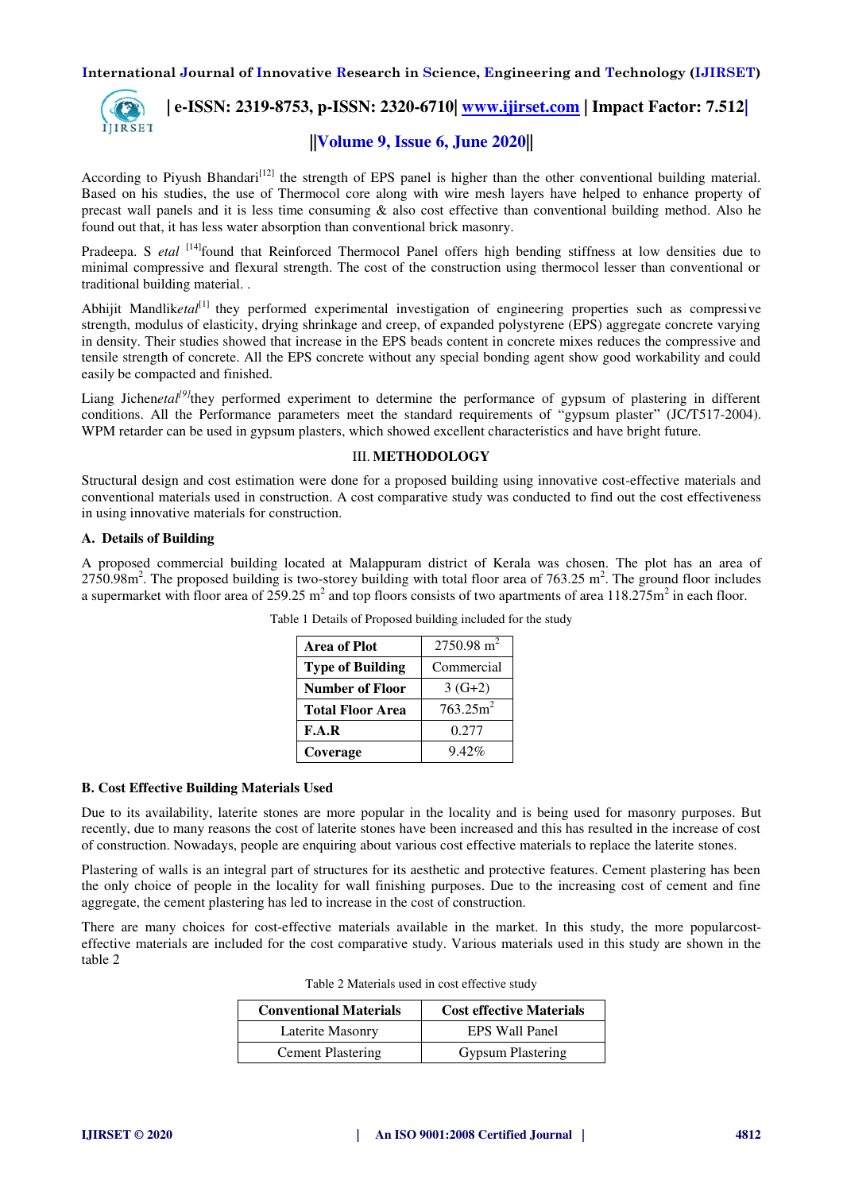According to Piyush Bhandari[12] the strength of EPS panel is higher than the other conventional building material. Based on his studies, the use of Thermocol core along with wire mesh layers have helped to enhance property of precast wall panels and it is less time consuming & also cost effective than conventional building method. Also he found out that, it has less water absorption than conventional brick masonry.

Pradeepa. S *etal* [14]found that Reinforced Thermocol Panel offers high bending stiffness at low densities due to minimal compressive and flexural strength. The cost of the construction using thermocol lesser than conventional or traditional building material. .

Abhijit Mandlike*tal*[1] they performed experimental investigation of engineering properties such as compressive strength, modulus of elasticity, drying shrinkage and creep, of expanded polystyrene (EPS) aggregate concrete varying in density. Their studies showed that increase in the EPS beads content in concrete mixes reduces the compressive and tensile strength of concrete. All the EPS concrete without any special bonding agent show good workability and could easily be compacted and finished.

Liang Jichen*etal*[9]they performed experiment to determine the performance of gypsum of plastering in different conditions. All the Performance parameters meet the standard requirements of "gypsum plaster" (JC/T517-2004). WPM retarder can be used in gypsum plasters, which showed excellent characteristics and have bright future.

## III. METHODOLOGY

Structural design and cost estimation were done for a proposed building using innovative cost-effective materials and conventional materials used in construction. A cost comparative study was conducted to find out the cost effectiveness in using innovative materials for construction.

### A. Details of Building

A proposed commercial building located at Malappuram district of Kerala was chosen. The plot has an area of 2750.98m$^2$. The proposed building is two-storey building with total floor area of 763.25 m$^2$. The ground floor includes a supermarket with floor area of 259.25 m$^2$ and top floors consists of two apartments of area 118.275m$^2$ in each floor.

Table 1 Details of Proposed building included for the study

| | |
|---|---|
| **Area of Plot** | 2750.98 m$^2$ |
| **Type of Building** | Commercial |
| **Number of Floor** | 3 (G+2) |
| **Total Floor Area** | 763.25m$^2$ |
| **F.A.R** | 0.277 |
| **Coverage** | 9.42% |

### B. Cost Effective Building Materials Used

Due to its availability, laterite stones are more popular in the locality and is being used for masonry purposes. But recently, due to many reasons the cost of laterite stones have been increased and this has resulted in the increase of cost of construction. Nowadays, people are enquiring about various cost effective materials to replace the laterite stones.

Plastering of walls is an integral part of structures for its aesthetic and protective features. Cement plastering has been the only choice of people in the locality for wall finishing purposes. Due to the increasing cost of cement and fine aggregate, the cement plastering has led to increase in the cost of construction.

There are many choices for cost-effective materials available in the market. In this study, the more popularcost-effective materials are included for the cost comparative study. Various materials used in this study are shown in the table 2

Table 2 Materials used in cost effective study

| Conventional Materials | Cost effective Materials |
|---|---|
| Laterite Masonry | EPS Wall Panel |
| Cement Plastering | Gypsum Plastering |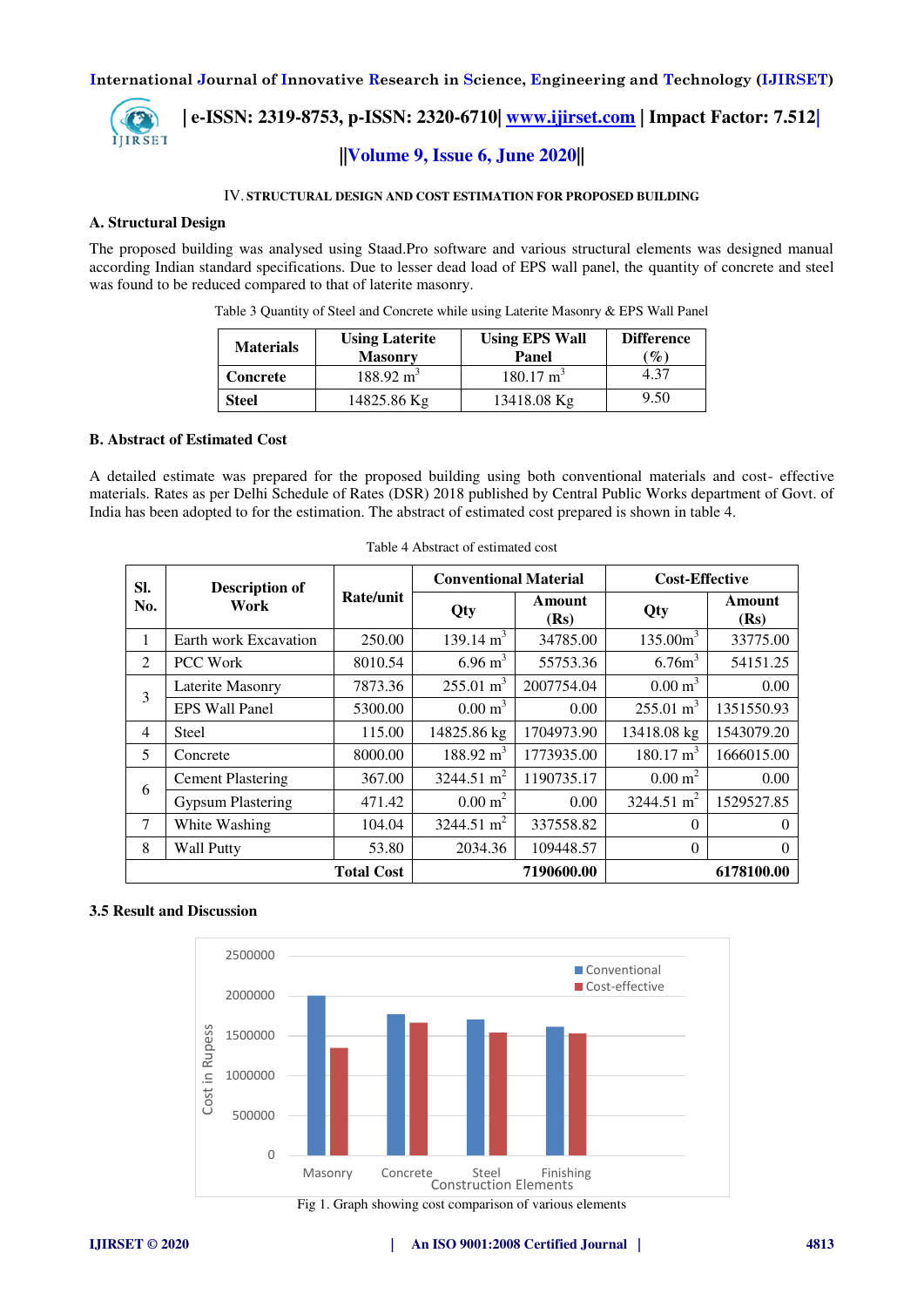## IV. STRUCTURAL DESIGN AND COST ESTIMATION FOR PROPOSED BUILDING

### A. Structural Design

The proposed building was analysed using Staad.Pro software and various structural elements was designed manual according Indian standard specifications. Due to lesser dead load of EPS wall panel, the quantity of concrete and steel was found to be reduced compared to that of laterite masonry.

Table 3 Quantity of Steel and Concrete while using Laterite Masonry & EPS Wall Panel

| Materials | Using Laterite Masonry | Using EPS Wall Panel | Difference (%) |
|---|---|---|---|
| **Concrete** | 188.92 $m^3$ | 180.17 $m^3$ | 4.37 |
| **Steel** | 14825.86 Kg | 13418.08 Kg | 9.50 |

### B. Abstract of Estimated Cost

A detailed estimate was prepared for the proposed building using both conventional materials and cost- effective materials. Rates as per Delhi Schedule of Rates (DSR) 2018 published by Central Public Works department of Govt. of India has been adopted to for the estimation. The abstract of estimated cost prepared is shown in table 4.

Table 4 Abstract of estimated cost

| Sl. No. | Description of Work | Rate/unit | Conventional Material | | Cost-Effective | |
|---|---|---|---|---|---|---|
| | | | Qty | Amount (Rs) | Qty | Amount (Rs) |
| 1 | Earth work Excavation | 250.00 | 139.14 $m^3$ | 34785.00 | 135.00$m^3$ | 33775.00 |
| 2 | PCC Work | 8010.54 | 6.96 $m^3$ | 55753.36 | 6.76$m^3$ | 54151.25 |
| 3 | Laterite Masonry | 7873.36 | 255.01 $m^3$ | 2007754.04 | 0.00 $m^3$ | 0.00 |
| | EPS Wall Panel | 5300.00 | 0.00 $m^3$ | 0.00 | 255.01 $m^3$ | 1351550.93 |
| 4 | Steel | 115.00 | 14825.86 kg | 1704973.90 | 13418.08 kg | 1543079.20 |
| 5 | Concrete | 8000.00 | 188.92 $m^3$ | 1773935.00 | 180.17 $m^3$ | 1666015.00 |
| 6 | Cement Plastering | 367.00 | 3244.51 $m^2$ | 1190735.17 | 0.00 $m^2$ | 0.00 |
| | Gypsum Plastering | 471.42 | 0.00 $m^2$ | 0.00 | 3244.51 $m^2$ | 1529527.85 |
| 7 | White Washing | 104.04 | 3244.51 $m^2$ | 337558.82 | 0 | 0 |
| 8 | Wall Putty | 53.80 | 2034.36 | 109448.57 | 0 | 0 |
| | | **Total Cost** | | **7190600.00** | | **6178100.00** |

### 3.5 Result and Discussion

Fig 1. Graph showing cost comparison of various elements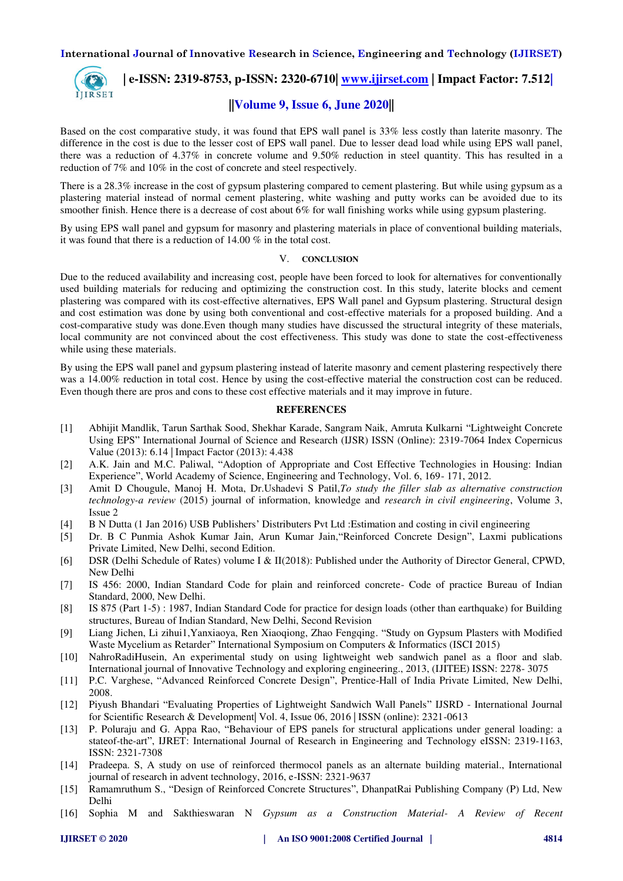Based on the cost comparative study, it was found that EPS wall panel is 33% less costly than laterite masonry. The difference in the cost is due to the lesser cost of EPS wall panel. Due to lesser dead load while using EPS wall panel, there was a reduction of 4.37% in concrete volume and 9.50% reduction in steel quantity. This has resulted in a reduction of 7% and 10% in the cost of concrete and steel respectively.

There is a 28.3% increase in the cost of gypsum plastering compared to cement plastering. But while using gypsum as a plastering material instead of normal cement plastering, white washing and putty works can be avoided due to its smoother finish. Hence there is a decrease of cost about 6% for wall finishing works while using gypsum plastering.

By using EPS wall panel and gypsum for masonry and plastering materials in place of conventional building materials, it was found that there is a reduction of 14.00 % in the total cost.

## V. CONCLUSION

Due to the reduced availability and increasing cost, people have been forced to look for alternatives for conventionally used building materials for reducing and optimizing the construction cost. In this study, laterite blocks and cement plastering was compared with its cost-effective alternatives, EPS Wall panel and Gypsum plastering. Structural design and cost estimation was done by using both conventional and cost-effective materials for a proposed building. And a cost-comparative study was done.Even though many studies have discussed the structural integrity of these materials, local community are not convinced about the cost effectiveness. This study was done to state the cost-effectiveness while using these materials.

By using the EPS wall panel and gypsum plastering instead of laterite masonry and cement plastering respectively there was a 14.00% reduction in total cost. Hence by using the cost-effective material the construction cost can be reduced. Even though there are pros and cons to these cost effective materials and it may improve in future.

## REFERENCES

[1] Abhijit Mandlik, Tarun Sarthak Sood, Shekhar Karade, Sangram Naik, Amruta Kulkarni "Lightweight Concrete Using EPS" International Journal of Science and Research (IJSR) ISSN (Online): 2319-7064 Index Copernicus Value (2013): 6.14 | Impact Factor (2013): 4.438

[2] A.K. Jain and M.C. Paliwal, "Adoption of Appropriate and Cost Effective Technologies in Housing: Indian Experience", World Academy of Science, Engineering and Technology, Vol. 6, 169- 171, 2012.

[3] Amit D Chougule, Manoj H. Mota, Dr.Ushadevi S Patil,*To study the filler slab as alternative construction technology-a review* (2015) journal of information, knowledge and *research in civil engineering*, Volume 3, Issue 2

[4] B N Dutta (1 Jan 2016) USB Publishers' Distributers Pvt Ltd :Estimation and costing in civil engineering

[5] Dr. B C Punmia Ashok Kumar Jain, Arun Kumar Jain,"Reinforced Concrete Design", Laxmi publications Private Limited, New Delhi, second Edition.

[6] DSR (Delhi Schedule of Rates) volume I & II(2018): Published under the Authority of Director General, CPWD, New Delhi

[7] IS 456: 2000, Indian Standard Code for plain and reinforced concrete- Code of practice Bureau of Indian Standard, 2000, New Delhi.

[8] IS 875 (Part 1-5) : 1987, Indian Standard Code for practice for design loads (other than earthquake) for Building structures, Bureau of Indian Standard, New Delhi, Second Revision

[9] Liang Jichen, Li zihui1,Yanxiaoya, Ren Xiaoqiong, Zhao Fengqing. "Study on Gypsum Plasters with Modified Waste Mycelium as Retarder" International Symposium on Computers & Informatics (ISCI 2015)

[10] NahroRadiHusein, An experimental study on using lightweight web sandwich panel as a floor and slab. International journal of Innovative Technology and exploring engineering., 2013, (IJITEE) ISSN: 2278- 3075

[11] P.C. Varghese, "Advanced Reinforced Concrete Design", Prentice-Hall of India Private Limited, New Delhi, 2008.

[12] Piyush Bhandari "Evaluating Properties of Lightweight Sandwich Wall Panels" IJSRD - International Journal for Scientific Research & Development| Vol. 4, Issue 06, 2016 | ISSN (online): 2321-0613

[13] P. Poluraju and G. Appa Rao, "Behaviour of EPS panels for structural applications under general loading: a stateof-the-art", IJRET: International Journal of Research in Engineering and Technology eISSN: 2319-1163, ISSN: 2321-7308

[14] Pradeepa. S, A study on use of reinforced thermocol panels as an alternate building material., International journal of research in advent technology, 2016, e-ISSN: 2321-9637

[15] Ramamruthum S., "Design of Reinforced Concrete Structures", DhanpatRai Publishing Company (P) Ltd, New Delhi

[16] Sophia M and Sakthieswaran N *Gypsum as a Construction Material- A Review of Recent*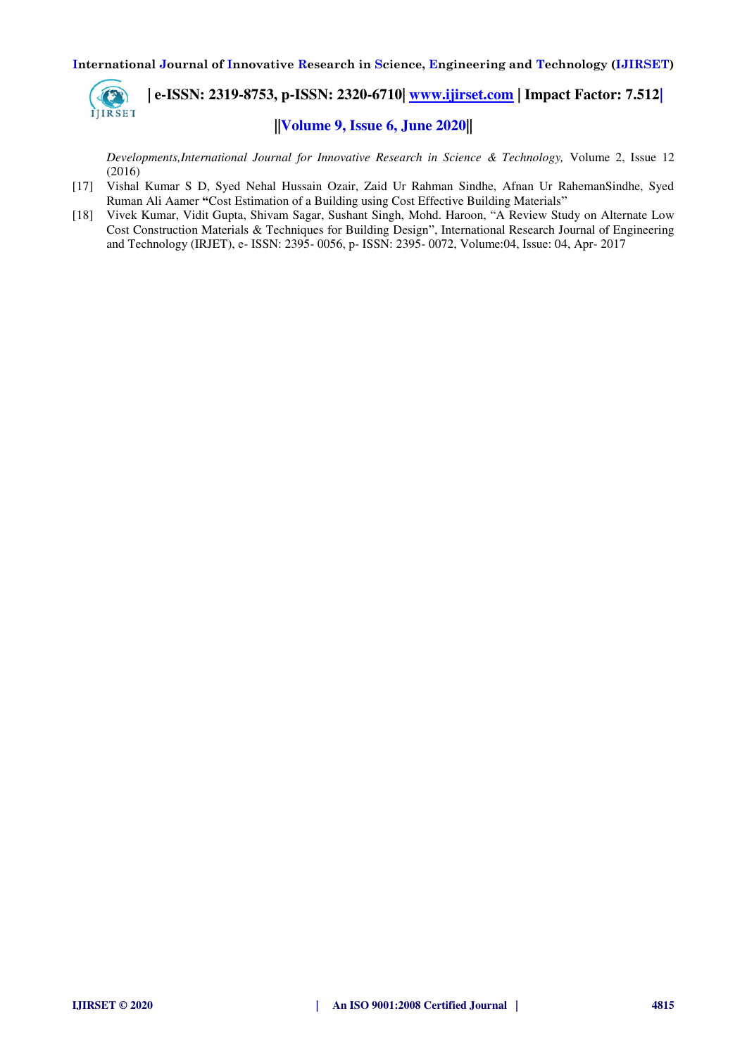*Developments,International Journal for Innovative Research in Science & Technology,* Volume 2, Issue 12 (2016)

[17] Vishal Kumar S D, Syed Nehal Hussain Ozair, Zaid Ur Rahman Sindhe, Afnan Ur RahemanSindhe, Syed Ruman Ali Aamer **"**Cost Estimation of a Building using Cost Effective Building Materials"

[18] Vivek Kumar, Vidit Gupta, Shivam Sagar, Sushant Singh, Mohd. Haroon, "A Review Study on Alternate Low Cost Construction Materials & Techniques for Building Design", International Research Journal of Engineering and Technology (IRJET), e- ISSN: 2395- 0056, p- ISSN: 2395- 0072, Volume:04, Issue: 04, Apr- 2017